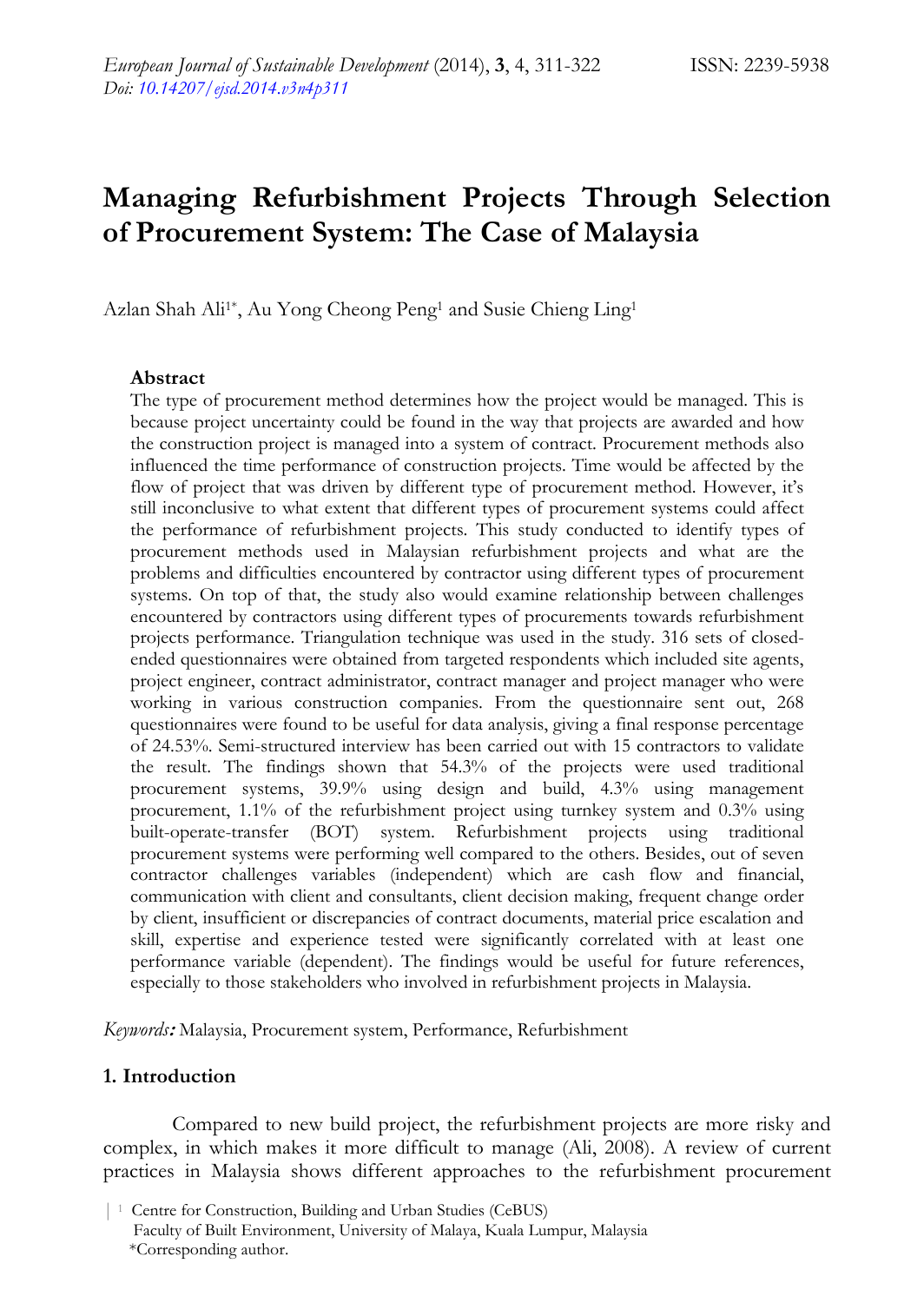# Managing Refurbishment Projects Through Selection of Procurement System: The Case of Malaysia

Azlan Shah Ali[1*], Au Yong Cheong Peng[1] and Susie Chieng Ling[1]

### Abstract

The type of procurement method determines how the project would be managed. This is because project uncertainty could be found in the way that projects are awarded and how the construction project is managed into a system of contract. Procurement methods also influenced the time performance of construction projects. Time would be affected by the flow of project that was driven by different type of procurement method. However, it's still inconclusive to what extent that different types of procurement systems could affect the performance of refurbishment projects. This study conducted to identify types of procurement methods used in Malaysian refurbishment projects and what are the problems and difficulties encountered by contractor using different types of procurement systems. On top of that, the study also would examine relationship between challenges encountered by contractors using different types of procurements towards refurbishment projects performance. Triangulation technique was used in the study. 316 sets of closed-ended questionnaires were obtained from targeted respondents which included site agents, project engineer, contract administrator, contract manager and project manager who were working in various construction companies. From the questionnaire sent out, 268 questionnaires were found to be useful for data analysis, giving a final response percentage of 24.53%. Semi-structured interview has been carried out with 15 contractors to validate the result. The findings shown that 54.3% of the projects were used traditional procurement systems, 39.9% using design and build, 4.3% using management procurement, 1.1% of the refurbishment project using turnkey system and 0.3% using built-operate-transfer (BOT) system. Refurbishment projects using traditional procurement systems were performing well compared to the others. Besides, out of seven contractor challenges variables (independent) which are cash flow and financial, communication with client and consultants, client decision making, frequent change order by client, insufficient or discrepancies of contract documents, material price escalation and skill, expertise and experience tested were significantly correlated with at least one performance variable (dependent). The findings would be useful for future references, especially to those stakeholders who involved in refurbishment projects in Malaysia.

*Keywords:* Malaysia, Procurement system, Performance, Refurbishment

## 1. Introduction

Compared to new build project, the refurbishment projects are more risky and complex, in which makes it more difficult to manage (Ali, 2008). A review of current practices in Malaysia shows different approaches to the refurbishment procurement

[1] Centre for Construction, Building and Urban Studies (CeBUS)
Faculty of Built Environment, University of Malaya, Kuala Lumpur, Malaysia
*Corresponding author.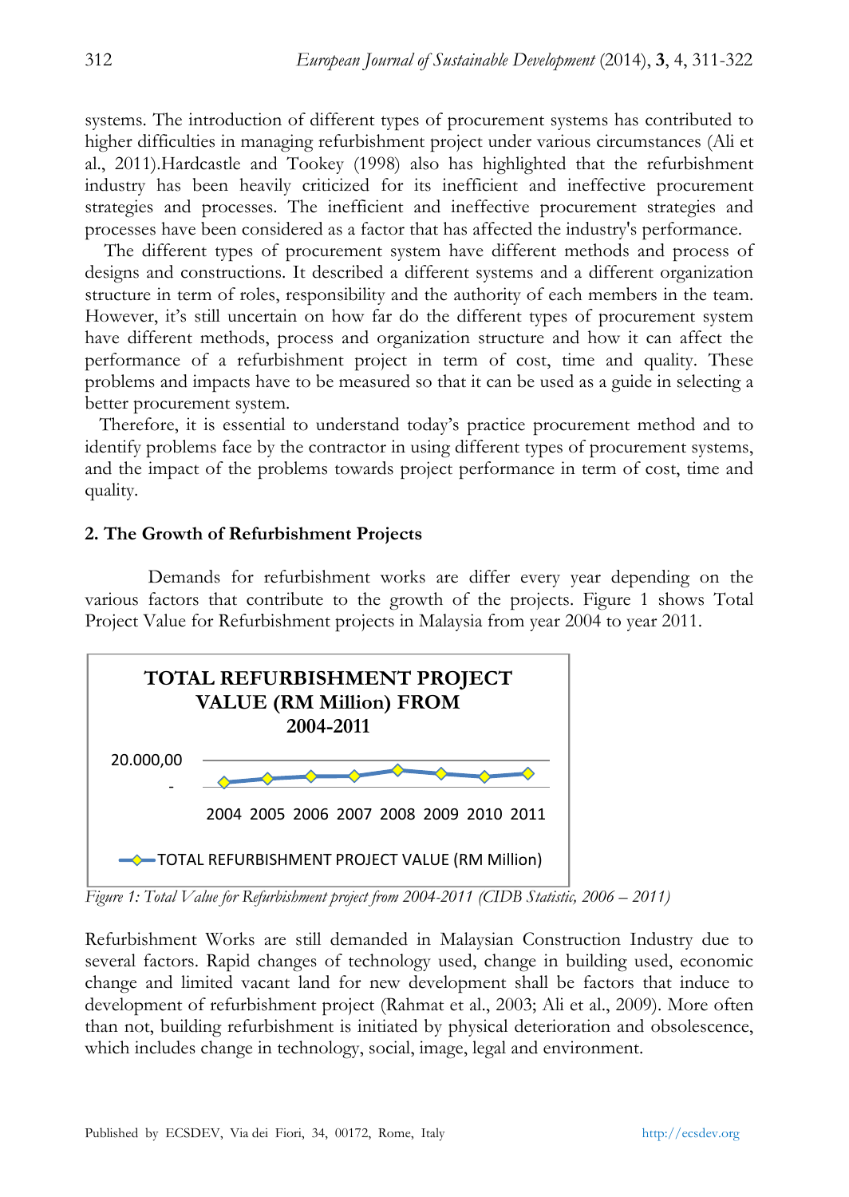systems. The introduction of different types of procurement systems has contributed to higher difficulties in managing refurbishment project under various circumstances (Ali et al., 2011).Hardcastle and Tookey (1998) also has highlighted that the refurbishment industry has been heavily criticized for its inefficient and ineffective procurement strategies and processes. The inefficient and ineffective procurement strategies and processes have been considered as a factor that has affected the industry's performance.

The different types of procurement system have different methods and process of designs and constructions. It described a different systems and a different organization structure in term of roles, responsibility and the authority of each members in the team. However, it's still uncertain on how far do the different types of procurement system have different methods, process and organization structure and how it can affect the performance of a refurbishment project in term of cost, time and quality. These problems and impacts have to be measured so that it can be used as a guide in selecting a better procurement system.

Therefore, it is essential to understand today's practice procurement method and to identify problems face by the contractor in using different types of procurement systems, and the impact of the problems towards project performance in term of cost, time and quality.

## 2. The Growth of Refurbishment Projects

Demands for refurbishment works are differ every year depending on the various factors that contribute to the growth of the projects. Figure 1 shows Total Project Value for Refurbishment projects in Malaysia from year 2004 to year 2011.

**TOTAL REFURBISHMENT PROJECT VALUE (RM Million) FROM 2004-2011**

20.000,00

-

2004 2005 2006 2007 2008 2009 2010 2011

TOTAL REFURBISHMENT PROJECT VALUE (RM Million)

*Figure 1: Total Value for Refurbishment project from 2004-2011 (CIDB Statistic, 2006 – 2011)*

Refurbishment Works are still demanded in Malaysian Construction Industry due to several factors. Rapid changes of technology used, change in building used, economic change and limited vacant land for new development shall be factors that induce to development of refurbishment project (Rahmat et al., 2003; Ali et al., 2009). More often than not, building refurbishment is initiated by physical deterioration and obsolescence, which includes change in technology, social, image, legal and environment.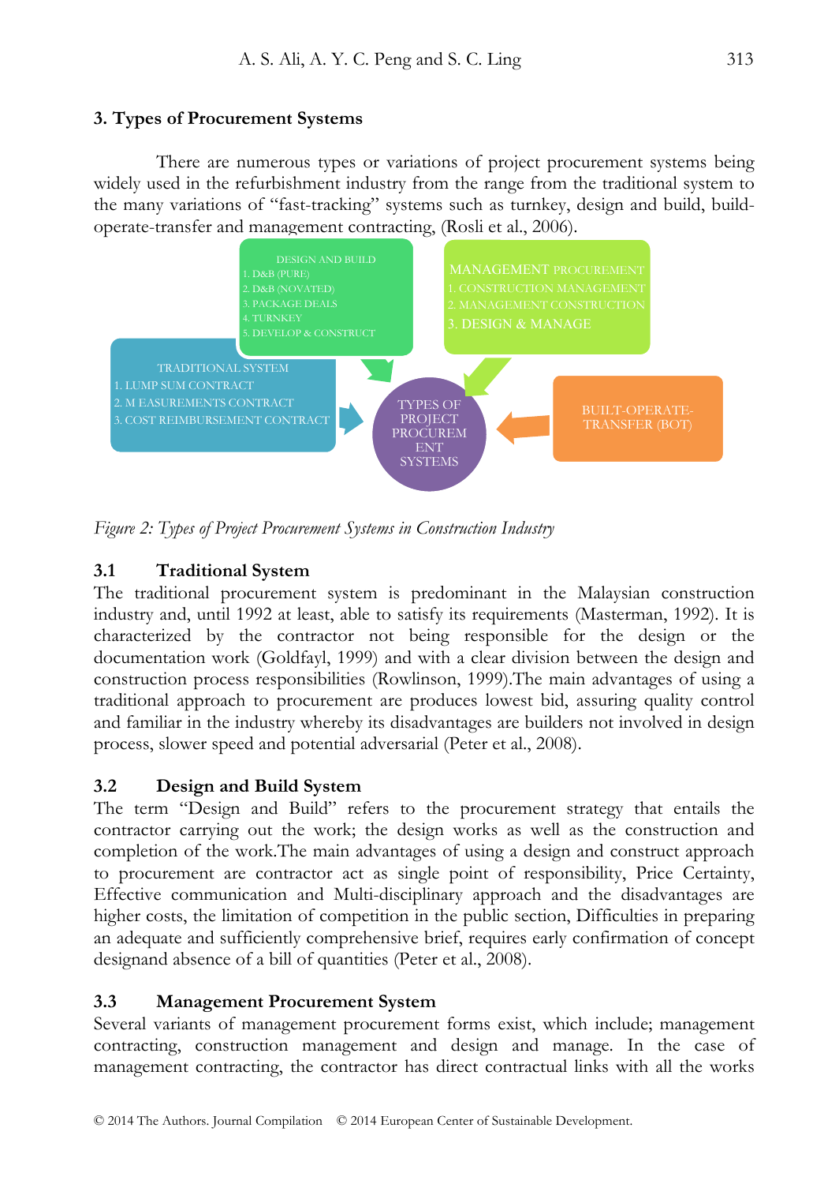## 3. Types of Procurement Systems

There are numerous types or variations of project procurement systems being widely used in the refurbishment industry from the range from the traditional system to the many variations of "fast-tracking" systems such as turnkey, design and build, build-operate-transfer and management contracting, (Rosli et al., 2006).

DESIGN AND BUILD
1. D&B (PURE)
2. D&B (NOVATED)
3. PACKAGE DEALS
4. TURNKEY
5. DEVELOP & CONSTRUCT

MANAGEMENT PROCUREMENT
1. CONSTRUCTION MANAGEMENT
2. MANAGEMENT CONSTRUCTION
3. DESIGN & MANAGE

TRADITIONAL SYSTEM
1. LUMP SUM CONTRACT
2. M EASUREMENTS CONTRACT
3. COST REIMBURSEMENT CONTRACT

TYPES OF PROJECT PROCUREM ENT SYSTEMS

BUILT-OPERATE-TRANSFER (BOT)

*Figure 2: Types of Project Procurement Systems in Construction Industry*

### 3.1 Traditional System

The traditional procurement system is predominant in the Malaysian construction industry and, until 1992 at least, able to satisfy its requirements (Masterman, 1992). It is characterized by the contractor not being responsible for the design or the documentation work (Goldfayl, 1999) and with a clear division between the design and construction process responsibilities (Rowlinson, 1999).The main advantages of using a traditional approach to procurement are produces lowest bid, assuring quality control and familiar in the industry whereby its disadvantages are builders not involved in design process, slower speed and potential adversarial (Peter et al., 2008).

### 3.2 Design and Build System

The term "Design and Build" refers to the procurement strategy that entails the contractor carrying out the work; the design works as well as the construction and completion of the work.The main advantages of using a design and construct approach to procurement are contractor act as single point of responsibility, Price Certainty, Effective communication and Multi-disciplinary approach and the disadvantages are higher costs, the limitation of competition in the public section, Difficulties in preparing an adequate and sufficiently comprehensive brief, requires early confirmation of concept designand absence of a bill of quantities (Peter et al., 2008).

### 3.3 Management Procurement System

Several variants of management procurement forms exist, which include; management contracting, construction management and design and manage. In the case of management contracting, the contractor has direct contractual links with all the works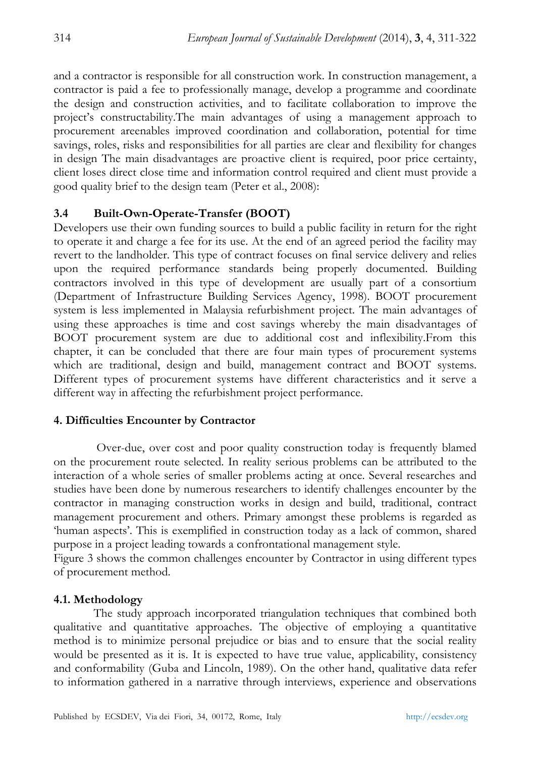and a contractor is responsible for all construction work. In construction management, a contractor is paid a fee to professionally manage, develop a programme and coordinate the design and construction activities, and to facilitate collaboration to improve the project's constructability.The main advantages of using a management approach to procurement areenables improved coordination and collaboration, potential for time savings, roles, risks and responsibilities for all parties are clear and flexibility for changes in design The main disadvantages are proactive client is required, poor price certainty, client loses direct close time and information control required and client must provide a good quality brief to the design team (Peter et al., 2008):

### 3.4 Built-Own-Operate-Transfer (BOOT)

Developers use their own funding sources to build a public facility in return for the right to operate it and charge a fee for its use. At the end of an agreed period the facility may revert to the landholder. This type of contract focuses on final service delivery and relies upon the required performance standards being properly documented. Building contractors involved in this type of development are usually part of a consortium (Department of Infrastructure Building Services Agency, 1998). BOOT procurement system is less implemented in Malaysia refurbishment project. The main advantages of using these approaches is time and cost savings whereby the main disadvantages of BOOT procurement system are due to additional cost and inflexibility.From this chapter, it can be concluded that there are four main types of procurement systems which are traditional, design and build, management contract and BOOT systems. Different types of procurement systems have different characteristics and it serve a different way in affecting the refurbishment project performance.

## 4. Difficulties Encounter by Contractor

Over-due, over cost and poor quality construction today is frequently blamed on the procurement route selected. In reality serious problems can be attributed to the interaction of a whole series of smaller problems acting at once. Several researches and studies have been done by numerous researchers to identify challenges encounter by the contractor in managing construction works in design and build, traditional, contract management procurement and others. Primary amongst these problems is regarded as 'human aspects'. This is exemplified in construction today as a lack of common, shared purpose in a project leading towards a confrontational management style.

Figure 3 shows the common challenges encounter by Contractor in using different types of procurement method.

### 4.1. Methodology

The study approach incorporated triangulation techniques that combined both qualitative and quantitative approaches. The objective of employing a quantitative method is to minimize personal prejudice or bias and to ensure that the social reality would be presented as it is. It is expected to have true value, applicability, consistency and conformability (Guba and Lincoln, 1989). On the other hand, qualitative data refer to information gathered in a narrative through interviews, experience and observations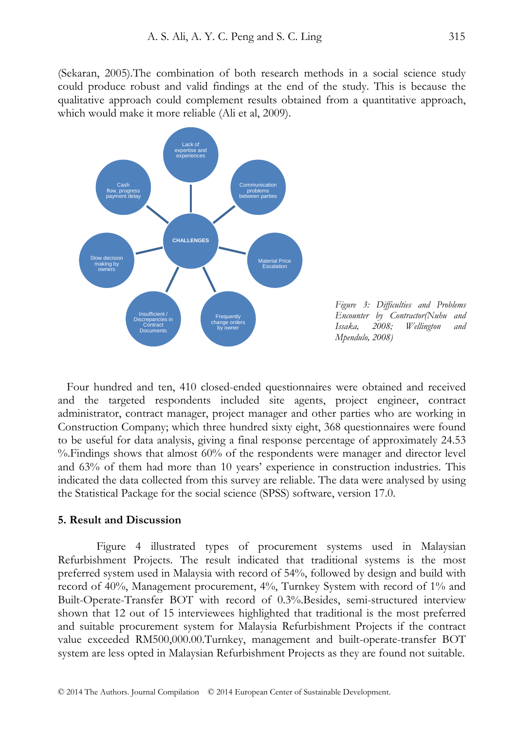(Sekaran, 2005).The combination of both research methods in a social science study could produce robust and valid findings at the end of the study. This is because the qualitative approach could complement results obtained from a quantitative approach, which would make it more reliable (Ali et al, 2009).

CHALLENGES

- Lack of expertise and experiences
- Communication problems between parties
- Material Price Escalation
- Frequently change orders by owner
- Insufficient / Discrepancies in Contract Documents
- Slow decision making by owners
- Cash flow, progress payment delay

*Figure 3: Difficulties and Problems Encounter by Contractor(Nuhu and Issaka, 2008; Wellington and Mpendulo, 2008)*

Four hundred and ten, 410 closed-ended questionnaires were obtained and received and the targeted respondents included site agents, project engineer, contract administrator, contract manager, project manager and other parties who are working in Construction Company; which three hundred sixty eight, 368 questionnaires were found to be useful for data analysis, giving a final response percentage of approximately 24.53 %.Findings shows that almost 60% of the respondents were manager and director level and 63% of them had more than 10 years' experience in construction industries. This indicated the data collected from this survey are reliable. The data were analysed by using the Statistical Package for the social science (SPSS) software, version 17.0.

## 5. Result and Discussion

Figure 4 illustrated types of procurement systems used in Malaysian Refurbishment Projects. The result indicated that traditional systems is the most preferred system used in Malaysia with record of 54%, followed by design and build with record of 40%, Management procurement, 4%, Turnkey System with record of 1% and Built-Operate-Transfer BOT with record of 0.3%.Besides, semi-structured interview shown that 12 out of 15 interviewees highlighted that traditional is the most preferred and suitable procurement system for Malaysia Refurbishment Projects if the contract value exceeded RM500,000.00.Turnkey, management and built-operate-transfer BOT system are less opted in Malaysian Refurbishment Projects as they are found not suitable.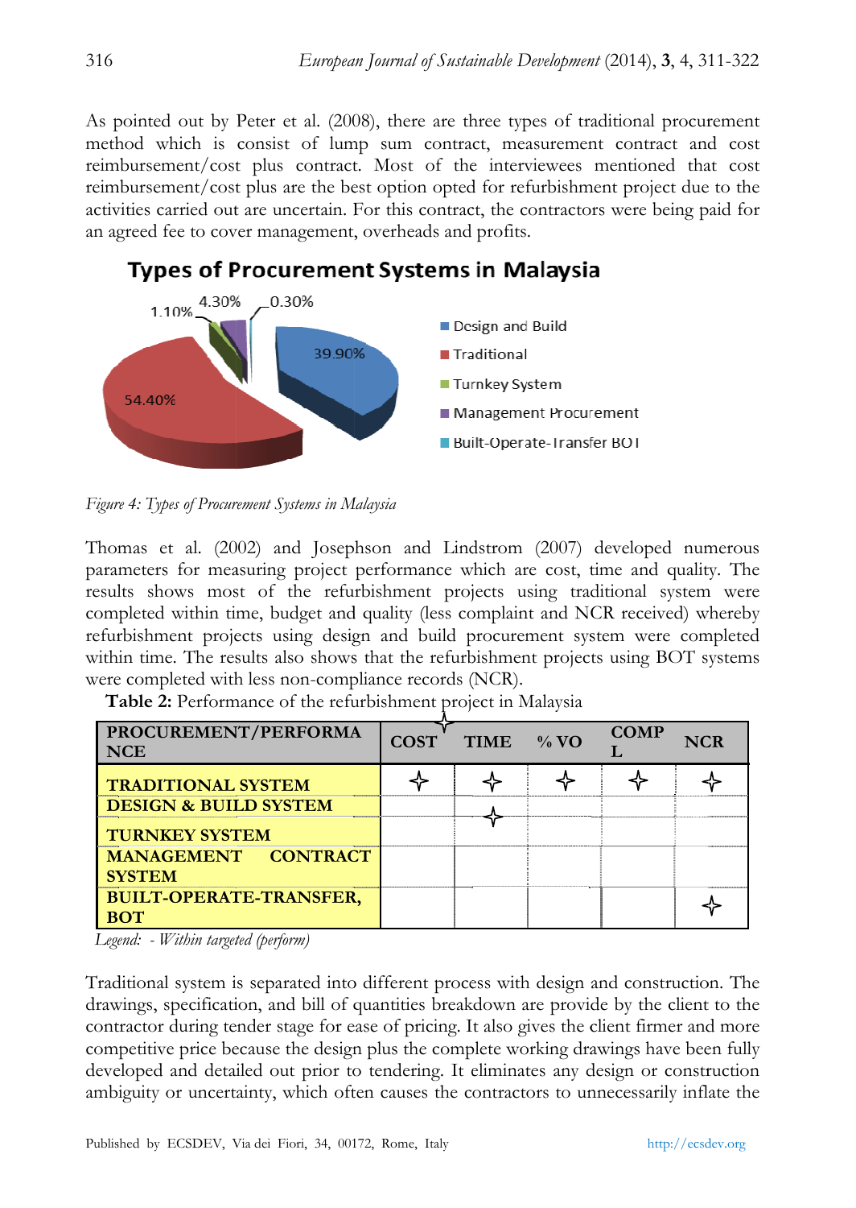As pointed out by Peter et al. (2008), there are three types of traditional procurement method which is consist of lump sum contract, measurement contract and cost reimbursement/cost plus contract. Most of the interviewees mentioned that cost reimbursement/cost plus are the best option opted for refurbishment project due to the activities carried out are uncertain. For this contract, the contractors were being paid for an agreed fee to cover management, overheads and profits.

*Figure 4: Types of Procurement Systems in Malaysia*

Thomas et al. (2002) and Josephson and Lindstrom (2007) developed numerous parameters for measuring project performance which are cost, time and quality. The results shows most of the refurbishment projects using traditional system were completed within time, budget and quality (less complaint and NCR received) whereby refurbishment projects using design and build procurement system were completed within time. The results also shows that the refurbishment projects using BOT systems were completed with less non-compliance records (NCR).

**Table 2:** Performance of the refurbishment project in Malaysia

| PROCUREMENT/PERFORMANCE | COST | TIME | % VO | COMPL | NCR |
|---|---|---|---|---|---|
| TRADITIONAL SYSTEM | ✧ | ✧ | ✧ | ✧ | ✧ |
| DESIGN & BUILD SYSTEM | | ✧ | | | |
| TURNKEY SYSTEM | | | | | |
| MANAGEMENT CONTRACT SYSTEM | | | | | |
| BUILT-OPERATE-TRANSFER, BOT | | | | | ✧ |

*Legend: ✧ - Within targeted (perform)*

Traditional system is separated into different process with design and construction. The drawings, specification, and bill of quantities breakdown are provide by the client to the contractor during tender stage for ease of pricing. It also gives the client firmer and more competitive price because the design plus the complete working drawings have been fully developed and detailed out prior to tendering. It eliminates any design or construction ambiguity or uncertainty, which often causes the contractors to unnecessarily inflate the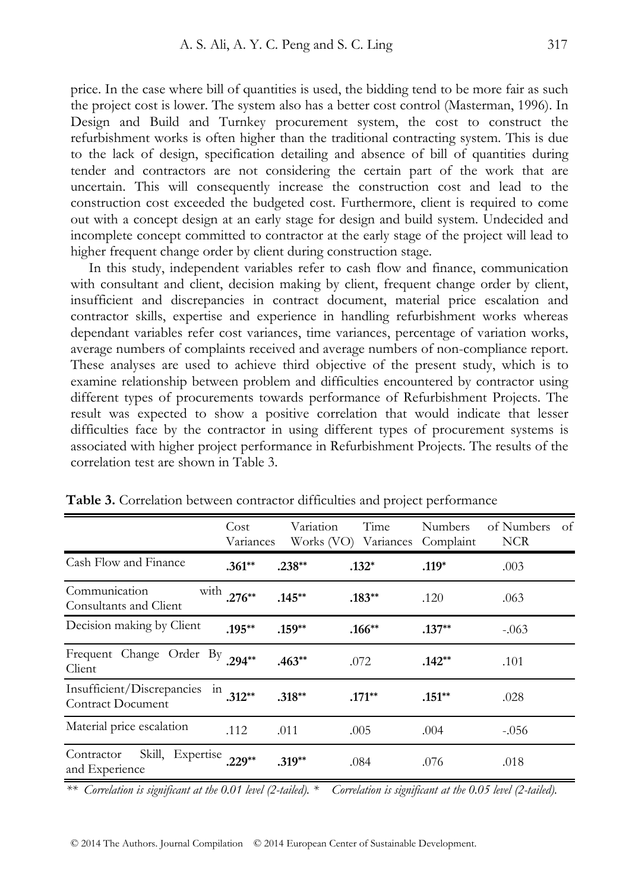price. In the case where bill of quantities is used, the bidding tend to be more fair as such the project cost is lower. The system also has a better cost control (Masterman, 1996). In Design and Build and Turnkey procurement system, the cost to construct the refurbishment works is often higher than the traditional contracting system. This is due to the lack of design, specification detailing and absence of bill of quantities during tender and contractors are not considering the certain part of the work that are uncertain. This will consequently increase the construction cost and lead to the construction cost exceeded the budgeted cost. Furthermore, client is required to come out with a concept design at an early stage for design and build system. Undecided and incomplete concept committed to contractor at the early stage of the project will lead to higher frequent change order by client during construction stage.

In this study, independent variables refer to cash flow and finance, communication with consultant and client, decision making by client, frequent change order by client, insufficient and discrepancies in contract document, material price escalation and contractor skills, expertise and experience in handling refurbishment works whereas dependant variables refer cost variances, time variances, percentage of variation works, average numbers of complaints received and average numbers of non-compliance report. These analyses are used to achieve third objective of the present study, which is to examine relationship between problem and difficulties encountered by contractor using different types of procurements towards performance of Refurbishment Projects. The result was expected to show a positive correlation that would indicate that lesser difficulties face by the contractor in using different types of procurement systems is associated with higher project performance in Refurbishment Projects. The results of the correlation test are shown in Table 3.

**Table 3.** Correlation between contractor difficulties and project performance

| | Cost Variances | Variation Works (VO) | Time Variances | Numbers Complaint | of Numbers of NCR |
|---|---|---|---|---|---|
| Cash Flow and Finance | **.361\*\*** | **.238\*\*** | **.132\*** | **.119\*** | .003 |
| Communication with Consultants and Client | **.276\*\*** | **.145\*\*** | **.183\*\*** | .120 | .063 |
| Decision making by Client | **.195\*\*** | **.159\*\*** | **.166\*\*** | **.137\*\*** | -.063 |
| Frequent Change Order By Client | **.294\*\*** | **.463\*\*** | .072 | **.142\*\*** | .101 |
| Insufficient/Discrepancies in Contract Document | **.312\*\*** | **.318\*\*** | **.171\*\*** | **.151\*\*** | .028 |
| Material price escalation | .112 | .011 | .005 | .004 | -.056 |
| Contractor Skill, Expertise and Experience | **.229\*\*** | **.319\*\*** | .084 | .076 | .018 |

*\*\* Correlation is significant at the 0.01 level (2-tailed). \* Correlation is significant at the 0.05 level (2-tailed).*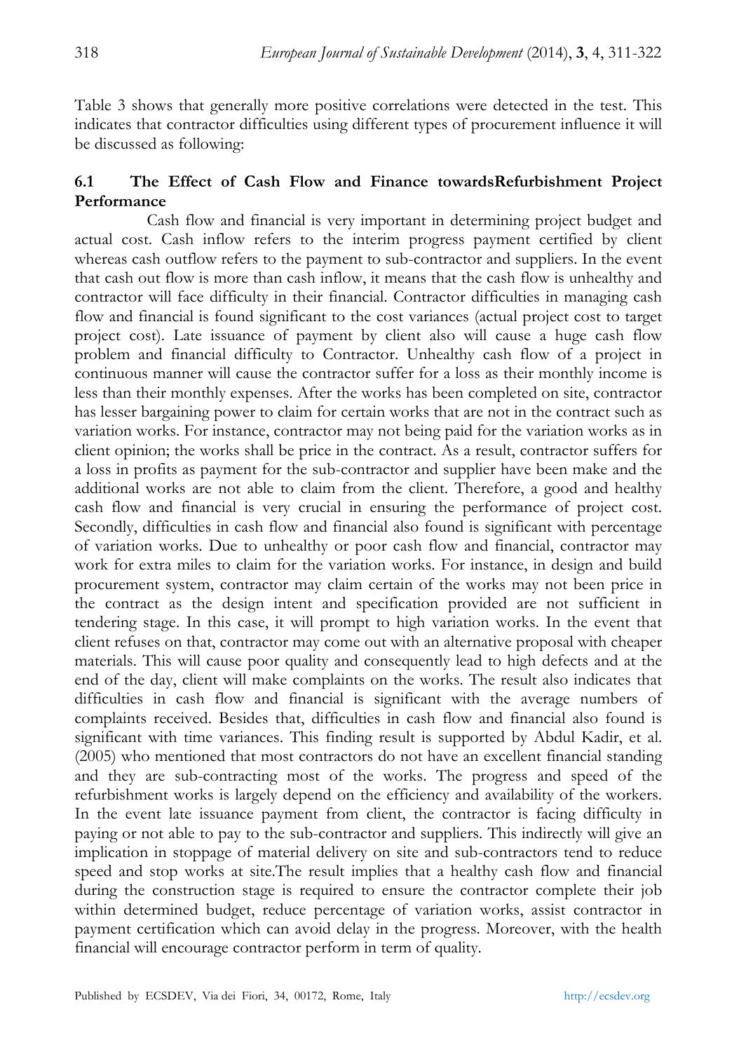Table 3 shows that generally more positive correlations were detected in the test. This indicates that contractor difficulties using different types of procurement influence it will be discussed as following:

### 6.1 The Effect of Cash Flow and Finance towardsRefurbishment Project Performance

Cash flow and financial is very important in determining project budget and actual cost. Cash inflow refers to the interim progress payment certified by client whereas cash outflow refers to the payment to sub-contractor and suppliers. In the event that cash out flow is more than cash inflow, it means that the cash flow is unhealthy and contractor will face difficulty in their financial. Contractor difficulties in managing cash flow and financial is found significant to the cost variances (actual project cost to target project cost). Late issuance of payment by client also will cause a huge cash flow problem and financial difficulty to Contractor. Unhealthy cash flow of a project in continuous manner will cause the contractor suffer for a loss as their monthly income is less than their monthly expenses. After the works has been completed on site, contractor has lesser bargaining power to claim for certain works that are not in the contract such as variation works. For instance, contractor may not being paid for the variation works as in client opinion; the works shall be price in the contract. As a result, contractor suffers for a loss in profits as payment for the sub-contractor and supplier have been make and the additional works are not able to claim from the client. Therefore, a good and healthy cash flow and financial is very crucial in ensuring the performance of project cost. Secondly, difficulties in cash flow and financial also found is significant with percentage of variation works. Due to unhealthy or poor cash flow and financial, contractor may work for extra miles to claim for the variation works. For instance, in design and build procurement system, contractor may claim certain of the works may not been price in the contract as the design intent and specification provided are not sufficient in tendering stage. In this case, it will prompt to high variation works. In the event that client refuses on that, contractor may come out with an alternative proposal with cheaper materials. This will cause poor quality and consequently lead to high defects and at the end of the day, client will make complaints on the works. The result also indicates that difficulties in cash flow and financial is significant with the average numbers of complaints received. Besides that, difficulties in cash flow and financial also found is significant with time variances. This finding result is supported by Abdul Kadir, et al. (2005) who mentioned that most contractors do not have an excellent financial standing and they are sub-contracting most of the works. The progress and speed of the refurbishment works is largely depend on the efficiency and availability of the workers. In the event late issuance payment from client, the contractor is facing difficulty in paying or not able to pay to the sub-contractor and suppliers. This indirectly will give an implication in stoppage of material delivery on site and sub-contractors tend to reduce speed and stop works at site.The result implies that a healthy cash flow and financial during the construction stage is required to ensure the contractor complete their job within determined budget, reduce percentage of variation works, assist contractor in payment certification which can avoid delay in the progress. Moreover, with the health financial will encourage contractor perform in term of quality.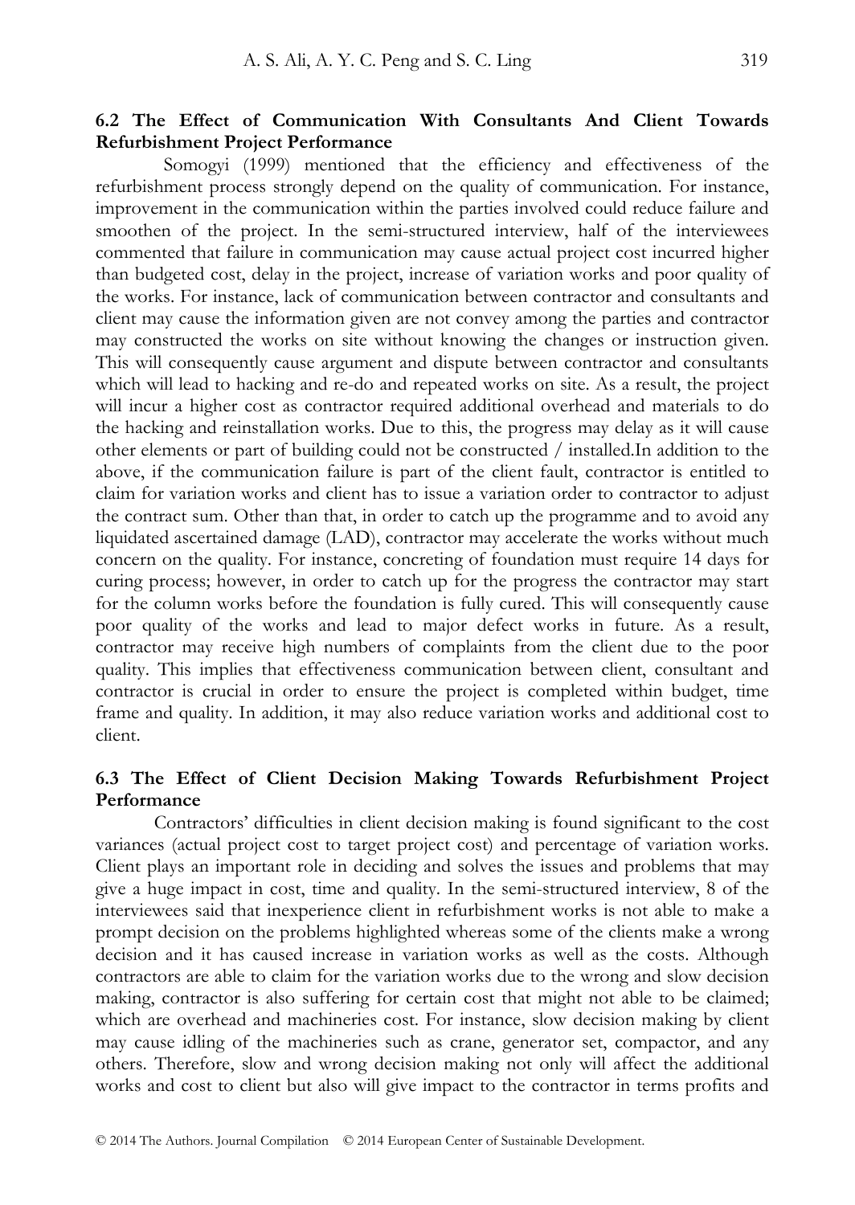### 6.2 The Effect of Communication With Consultants And Client Towards Refurbishment Project Performance

Somogyi (1999) mentioned that the efficiency and effectiveness of the refurbishment process strongly depend on the quality of communication. For instance, improvement in the communication within the parties involved could reduce failure and smoothen of the project. In the semi-structured interview, half of the interviewees commented that failure in communication may cause actual project cost incurred higher than budgeted cost, delay in the project, increase of variation works and poor quality of the works. For instance, lack of communication between contractor and consultants and client may cause the information given are not convey among the parties and contractor may constructed the works on site without knowing the changes or instruction given. This will consequently cause argument and dispute between contractor and consultants which will lead to hacking and re-do and repeated works on site. As a result, the project will incur a higher cost as contractor required additional overhead and materials to do the hacking and reinstallation works. Due to this, the progress may delay as it will cause other elements or part of building could not be constructed / installed.In addition to the above, if the communication failure is part of the client fault, contractor is entitled to claim for variation works and client has to issue a variation order to contractor to adjust the contract sum. Other than that, in order to catch up the programme and to avoid any liquidated ascertained damage (LAD), contractor may accelerate the works without much concern on the quality. For instance, concreting of foundation must require 14 days for curing process; however, in order to catch up for the progress the contractor may start for the column works before the foundation is fully cured. This will consequently cause poor quality of the works and lead to major defect works in future. As a result, contractor may receive high numbers of complaints from the client due to the poor quality. This implies that effectiveness communication between client, consultant and contractor is crucial in order to ensure the project is completed within budget, time frame and quality. In addition, it may also reduce variation works and additional cost to client.

### 6.3 The Effect of Client Decision Making Towards Refurbishment Project Performance

Contractors' difficulties in client decision making is found significant to the cost variances (actual project cost to target project cost) and percentage of variation works. Client plays an important role in deciding and solves the issues and problems that may give a huge impact in cost, time and quality. In the semi-structured interview, 8 of the interviewees said that inexperience client in refurbishment works is not able to make a prompt decision on the problems highlighted whereas some of the clients make a wrong decision and it has caused increase in variation works as well as the costs. Although contractors are able to claim for the variation works due to the wrong and slow decision making, contractor is also suffering for certain cost that might not able to be claimed; which are overhead and machineries cost. For instance, slow decision making by client may cause idling of the machineries such as crane, generator set, compactor, and any others. Therefore, slow and wrong decision making not only will affect the additional works and cost to client but also will give impact to the contractor in terms profits and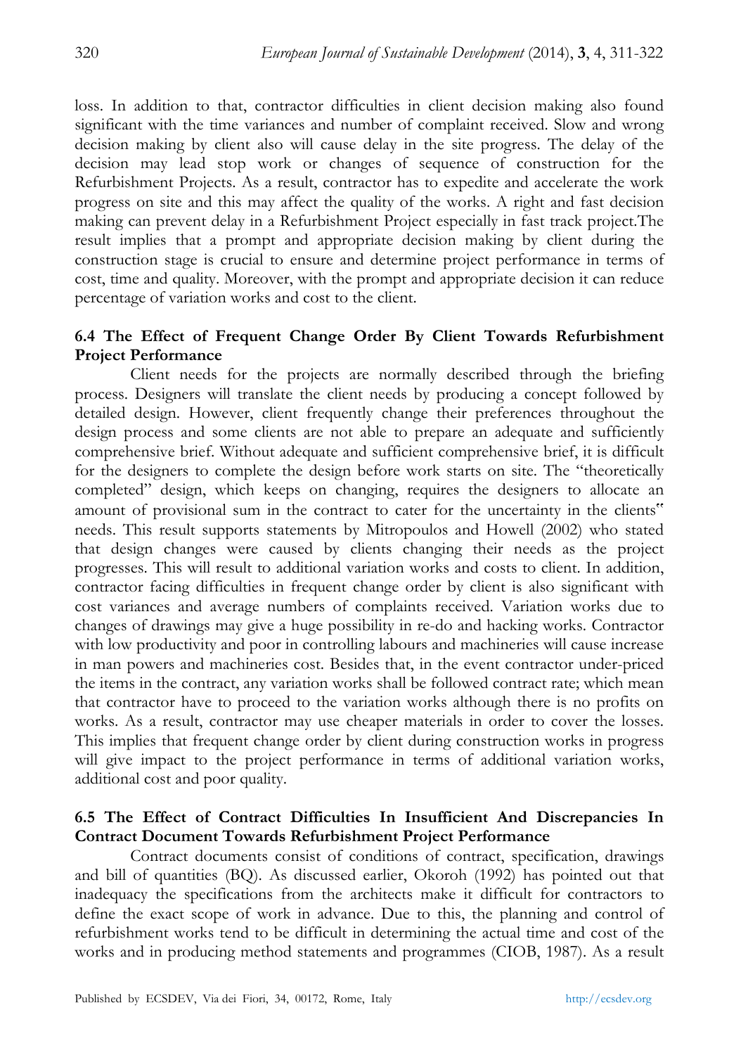loss. In addition to that, contractor difficulties in client decision making also found significant with the time variances and number of complaint received. Slow and wrong decision making by client also will cause delay in the site progress. The delay of the decision may lead stop work or changes of sequence of construction for the Refurbishment Projects. As a result, contractor has to expedite and accelerate the work progress on site and this may affect the quality of the works. A right and fast decision making can prevent delay in a Refurbishment Project especially in fast track project.The result implies that a prompt and appropriate decision making by client during the construction stage is crucial to ensure and determine project performance in terms of cost, time and quality. Moreover, with the prompt and appropriate decision it can reduce percentage of variation works and cost to the client.

### 6.4 The Effect of Frequent Change Order By Client Towards Refurbishment Project Performance

Client needs for the projects are normally described through the briefing process. Designers will translate the client needs by producing a concept followed by detailed design. However, client frequently change their preferences throughout the design process and some clients are not able to prepare an adequate and sufficiently comprehensive brief. Without adequate and sufficient comprehensive brief, it is difficult for the designers to complete the design before work starts on site. The "theoretically completed" design, which keeps on changing, requires the designers to allocate an amount of provisional sum in the contract to cater for the uncertainty in the clients" needs. This result supports statements by Mitropoulos and Howell (2002) who stated that design changes were caused by clients changing their needs as the project progresses. This will result to additional variation works and costs to client. In addition, contractor facing difficulties in frequent change order by client is also significant with cost variances and average numbers of complaints received. Variation works due to changes of drawings may give a huge possibility in re-do and hacking works. Contractor with low productivity and poor in controlling labours and machineries will cause increase in man powers and machineries cost. Besides that, in the event contractor under-priced the items in the contract, any variation works shall be followed contract rate; which mean that contractor have to proceed to the variation works although there is no profits on works. As a result, contractor may use cheaper materials in order to cover the losses. This implies that frequent change order by client during construction works in progress will give impact to the project performance in terms of additional variation works, additional cost and poor quality.

### 6.5 The Effect of Contract Difficulties In Insufficient And Discrepancies In Contract Document Towards Refurbishment Project Performance

Contract documents consist of conditions of contract, specification, drawings and bill of quantities (BQ). As discussed earlier, Okoroh (1992) has pointed out that inadequacy the specifications from the architects make it difficult for contractors to define the exact scope of work in advance. Due to this, the planning and control of refurbishment works tend to be difficult in determining the actual time and cost of the works and in producing method statements and programmes (CIOB, 1987). As a result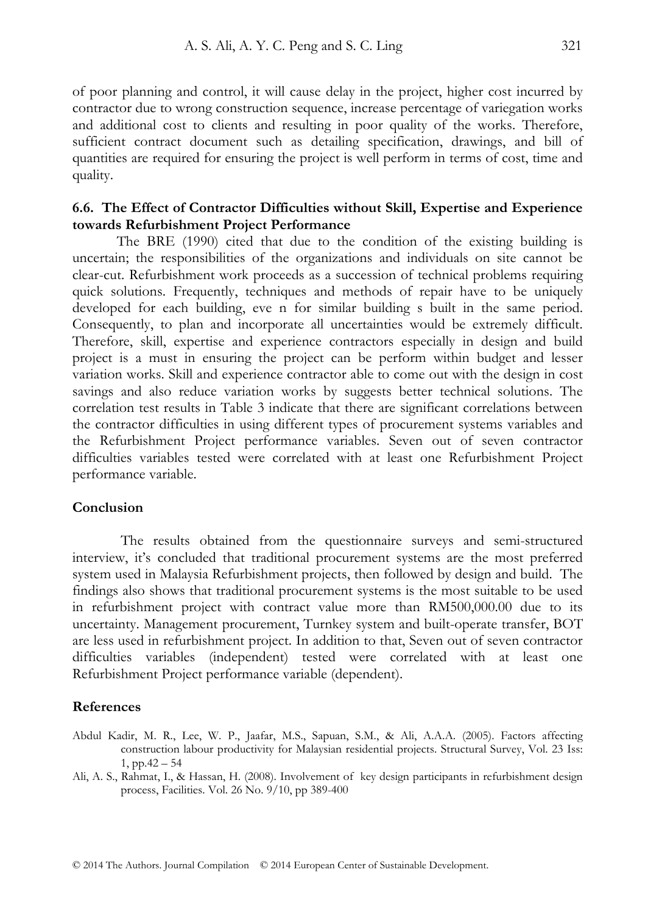of poor planning and control, it will cause delay in the project, higher cost incurred by contractor due to wrong construction sequence, increase percentage of variegation works and additional cost to clients and resulting in poor quality of the works. Therefore, sufficient contract document such as detailing specification, drawings, and bill of quantities are required for ensuring the project is well perform in terms of cost, time and quality.

### 6.6. The Effect of Contractor Difficulties without Skill, Expertise and Experience towards Refurbishment Project Performance

The BRE (1990) cited that due to the condition of the existing building is uncertain; the responsibilities of the organizations and individuals on site cannot be clear-cut. Refurbishment work proceeds as a succession of technical problems requiring quick solutions. Frequently, techniques and methods of repair have to be uniquely developed for each building, eve n for similar building s built in the same period. Consequently, to plan and incorporate all uncertainties would be extremely difficult. Therefore, skill, expertise and experience contractors especially in design and build project is a must in ensuring the project can be perform within budget and lesser variation works. Skill and experience contractor able to come out with the design in cost savings and also reduce variation works by suggests better technical solutions. The correlation test results in Table 3 indicate that there are significant correlations between the contractor difficulties in using different types of procurement systems variables and the Refurbishment Project performance variables. Seven out of seven contractor difficulties variables tested were correlated with at least one Refurbishment Project performance variable.

## Conclusion

The results obtained from the questionnaire surveys and semi-structured interview, it's concluded that traditional procurement systems are the most preferred system used in Malaysia Refurbishment projects, then followed by design and build. The findings also shows that traditional procurement systems is the most suitable to be used in refurbishment project with contract value more than RM500,000.00 due to its uncertainty. Management procurement, Turnkey system and built-operate transfer, BOT are less used in refurbishment project. In addition to that, Seven out of seven contractor difficulties variables (independent) tested were correlated with at least one Refurbishment Project performance variable (dependent).

## References

Abdul Kadir, M. R., Lee, W. P., Jaafar, M.S., Sapuan, S.M., & Ali, A.A.A. (2005). Factors affecting construction labour productivity for Malaysian residential projects. Structural Survey, Vol. 23 Iss: 1, pp.42 – 54

Ali, A. S., Rahmat, I., & Hassan, H. (2008). Involvement of key design participants in refurbishment design process, Facilities. Vol. 26 No. 9/10, pp 389-400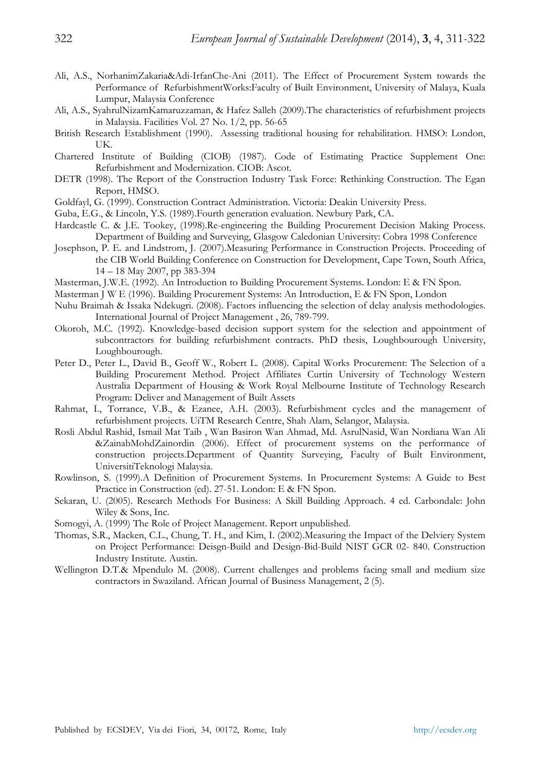Ali, A.S., NorhanimZakaria&Adi-IrfanChe-Ani (2011). The Effect of Procurement System towards the Performance of RefurbishmentWorks:Faculty of Built Environment, University of Malaya, Kuala Lumpur, Malaysia Conference

Ali, A.S., SyahrulNizamKamaruzzaman, & Hafez Salleh (2009).The characteristics of refurbishment projects in Malaysia. Facilities Vol. 27 No. 1/2, pp. 56-65

British Research Establishment (1990). Assessing traditional housing for rehabilitation. HMSO: London, UK.

Chartered Institute of Building (CIOB) (1987). Code of Estimating Practice Supplement One: Refurbishment and Modernization. CIOB: Ascot.

DETR (1998). The Report of the Construction Industry Task Force: Rethinking Construction. The Egan Report, HMSO.

Goldfayl, G. (1999). Construction Contract Administration. Victoria: Deakin University Press.

Guba, E.G., & Lincoln, Y.S. (1989).Fourth generation evaluation. Newbury Park, CA.

Hardcastle C. & J.E. Tookey, (1998).Re-engineering the Building Procurement Decision Making Process. Department of Building and Surveying, Glasgow Caledonian University: Cobra 1998 Conference

Josephson, P. E. and Lindstrom, J. (2007).Measuring Performance in Construction Projects. Proceeding of the CIB World Building Conference on Construction for Development, Cape Town, South Africa, 14 – 18 May 2007, pp 383-394

Masterman, J.W.E. (1992). An Introduction to Building Procurement Systems. London: E & FN Spon.

Masterman J W E (1996). Building Procurement Systems: An Introduction, E & FN Spon, London

Nuhu Braimah & Issaka Ndekugri. (2008). Factors influencing the selection of delay analysis methodologies. International Journal of Project Management , 26, 789-799.

Okoroh, M.C. (1992). Knowledge-based decision support system for the selection and appointment of subcontractors for building refurbishment contracts. PhD thesis, Loughbourough University, Loughbourough.

Peter D., Peter L., David B., Geoff W., Robert L. (2008). Capital Works Procurement: The Selection of a Building Procurement Method. Project Affiliates Curtin University of Technology Western Australia Department of Housing & Work Royal Melbourne Institute of Technology Research Program: Deliver and Management of Built Assets

Rahmat, I., Torrance, V.B., & Ezanee, A.H. (2003). Refurbishment cycles and the management of refurbishment projects. UiTM Research Centre, Shah Alam, Selangor, Malaysia.

Rosli Abdul Rashid, Ismail Mat Taib , Wan Basiron Wan Ahmad, Md. AsrulNasid, Wan Nordiana Wan Ali &ZainabMohdZainordin (2006). Effect of procurement systems on the performance of construction projects.Department of Quantity Surveying, Faculty of Built Environment, UniversitiTeknologi Malaysia.

Rowlinson, S. (1999).A Definition of Procurement Systems. In Procurement Systems: A Guide to Best Practice in Construction (ed). 27-51. London: E & FN Spon.

Sekaran, U. (2005). Research Methods For Business: A Skill Building Approach. 4 ed. Carbondale: John Wiley & Sons, Inc.

Somogyi, A. (1999) The Role of Project Management. Report unpublished.

Thomas, S.R., Macken, C.L., Chung, T. H., and Kim, I. (2002).Measuring the Impact of the Delviery System on Project Performance: Deisgn-Build and Design-Bid-Build NIST GCR 02- 840. Construction Industry Institute. Austin.

Wellington D.T.& Mpendulo M. (2008). Current challenges and problems facing small and medium size contractors in Swaziland. African Journal of Business Management, 2 (5).